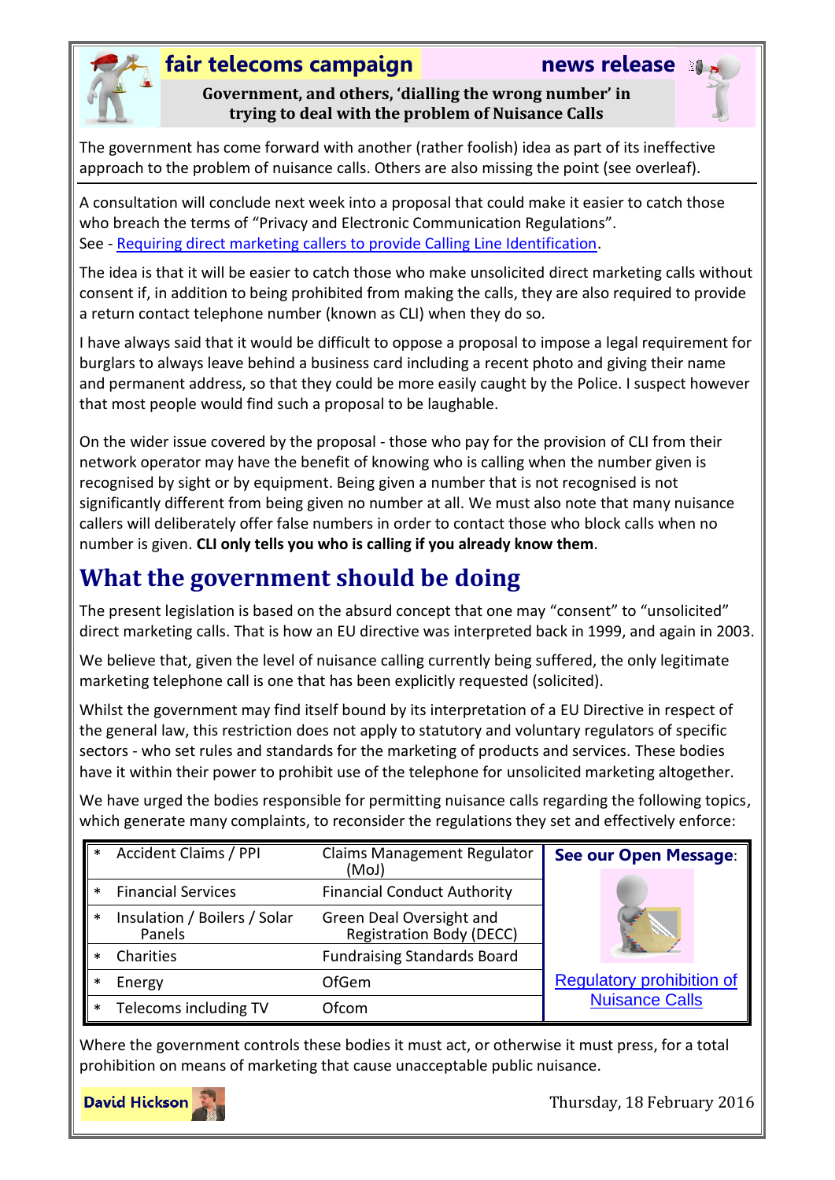**fair telecoms campaign** **news release**

**Government, and others, 'dialling the wrong number' in trying to deal with the problem of Nuisance Calls**

The government has come forward with another (rather foolish) idea as part of its ineffective approach to the problem of nuisance calls. Others are also missing the point (see overleaf).

A consultation will conclude next week into a proposal that could make it easier to catch those who breach the terms of "Privacy and Electronic Communication Regulations".
See - [Requiring direct marketing callers to provide Calling Line Identification](#).

The idea is that it will be easier to catch those who make unsolicited direct marketing calls without consent if, in addition to being prohibited from making the calls, they are also required to provide a return contact telephone number (known as CLI) when they do so.

I have always said that it would be difficult to oppose a proposal to impose a legal requirement for burglars to always leave behind a business card including a recent photo and giving their name and permanent address, so that they could be more easily caught by the Police. I suspect however that most people would find such a proposal to be laughable.

On the wider issue covered by the proposal - those who pay for the provision of CLI from their network operator may have the benefit of knowing who is calling when the number given is recognised by sight or by equipment. Being given a number that is not recognised is not significantly different from being given no number at all. We must also note that many nuisance callers will deliberately offer false numbers in order to contact those who block calls when no number is given. **CLI only tells you who is calling if you already know them**.

## What the government should be doing

The present legislation is based on the absurd concept that one may "consent" to "unsolicited" direct marketing calls. That is how an EU directive was interpreted back in 1999, and again in 2003.

We believe that, given the level of nuisance calling currently being suffered, the only legitimate marketing telephone call is one that has been explicitly requested (solicited).

Whilst the government may find itself bound by its interpretation of a EU Directive in respect of the general law, this restriction does not apply to statutory and voluntary regulators of specific sectors - who set rules and standards for the marketing of products and services. These bodies have it within their power to prohibit use of the telephone for unsolicited marketing altogether.

We have urged the bodies responsible for permitting nuisance calls regarding the following topics, which generate many complaints, to reconsider the regulations they set and effectively enforce:

| | Topic | Regulator |
|---|---|---|
| * | Accident Claims / PPI | Claims Management Regulator (MoJ) |
| * | Financial Services | Financial Conduct Authority |
| * | Insulation / Boilers / Solar Panels | Green Deal Oversight and Registration Body (DECC) |
| * | Charities | Fundraising Standards Board |
| * | Energy | OfGem |
| * | Telecoms including TV | Ofcom |

**See our Open Message**: [Regulatory prohibition of Nuisance Calls](#)

Where the government controls these bodies it must act, or otherwise it must press, for a total prohibition on means of marketing that cause unacceptable public nuisance.

**David Hickson**

Thursday, 18 February 2016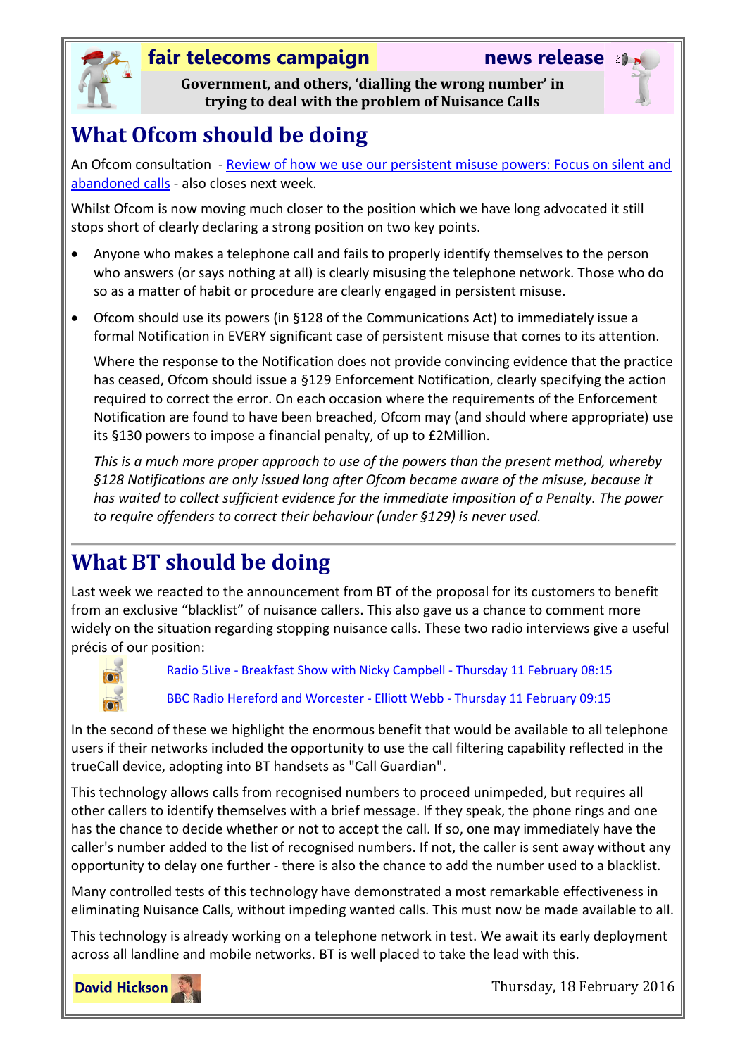**fair telecoms campaign** **news release**

**Government, and others, 'dialling the wrong number' in trying to deal with the problem of Nuisance Calls**

# What Ofcom should be doing

An Ofcom consultation - [Review of how we use our persistent misuse powers: Focus on silent and abandoned calls] - also closes next week.

Whilst Ofcom is now moving much closer to the position which we have long advocated it still stops short of clearly declaring a strong position on two key points.

- Anyone who makes a telephone call and fails to properly identify themselves to the person who answers (or says nothing at all) is clearly misusing the telephone network. Those who do so as a matter of habit or procedure are clearly engaged in persistent misuse.
- Ofcom should use its powers (in §128 of the Communications Act) to immediately issue a formal Notification in EVERY significant case of persistent misuse that comes to its attention.

  Where the response to the Notification does not provide convincing evidence that the practice has ceased, Ofcom should issue a §129 Enforcement Notification, clearly specifying the action required to correct the error. On each occasion where the requirements of the Enforcement Notification are found to have been breached, Ofcom may (and should where appropriate) use its §130 powers to impose a financial penalty, of up to £2Million.

  *This is a much more proper approach to use of the powers than the present method, whereby §128 Notifications are only issued long after Ofcom became aware of the misuse, because it has waited to collect sufficient evidence for the immediate imposition of a Penalty. The power to require offenders to correct their behaviour (under §129) is never used.*

# What BT should be doing

Last week we reacted to the announcement from BT of the proposal for its customers to benefit from an exclusive "blacklist" of nuisance callers. This also gave us a chance to comment more widely on the situation regarding stopping nuisance calls. These two radio interviews give a useful précis of our position:

- Radio 5Live - Breakfast Show with Nicky Campbell - Thursday 11 February 08:15
- BBC Radio Hereford and Worcester - Elliott Webb - Thursday 11 February 09:15

In the second of these we highlight the enormous benefit that would be available to all telephone users if their networks included the opportunity to use the call filtering capability reflected in the trueCall device, adopting into BT handsets as "Call Guardian".

This technology allows calls from recognised numbers to proceed unimpeded, but requires all other callers to identify themselves with a brief message. If they speak, the phone rings and one has the chance to decide whether or not to accept the call. If so, one may immediately have the caller's number added to the list of recognised numbers. If not, the caller is sent away without any opportunity to delay one further - there is also the chance to add the number used to a blacklist.

Many controlled tests of this technology have demonstrated a most remarkable effectiveness in eliminating Nuisance Calls, without impeding wanted calls. This must now be made available to all.

This technology is already working on a telephone network in test. We await its early deployment across all landline and mobile networks. BT is well placed to take the lead with this.

**David Hickson**

Thursday, 18 February 2016